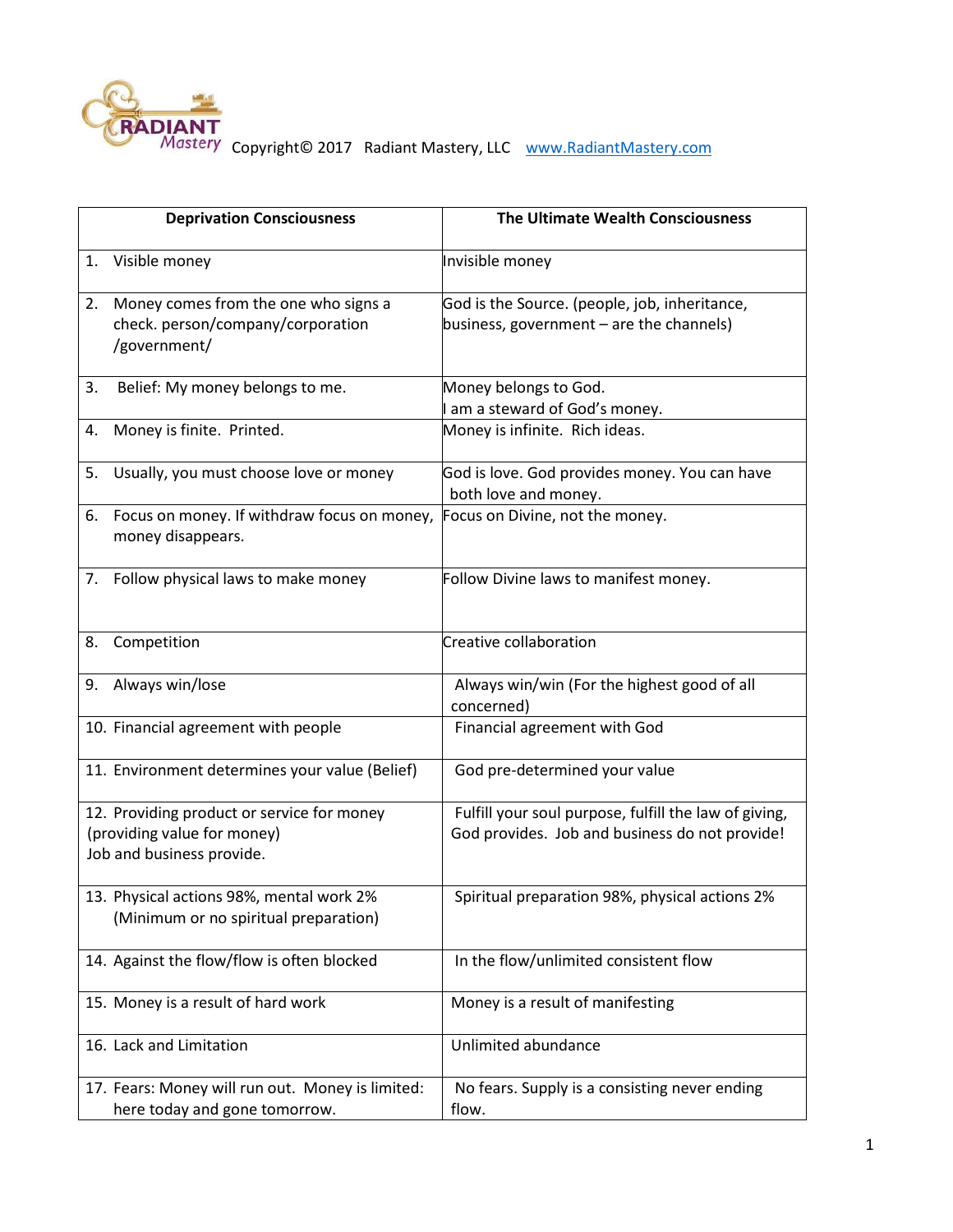Copyright© 2017 Radiant Mastery, LLC www.RadiantMastery.com

| Deprivation Consciousness | The Ultimate Wealth Consciousness |
|---|---|
| 1. Visible money | Invisible money |
| 2. Money comes from the one who signs a check. person/company/corporation /government/ | God is the Source. (people, job, inheritance, business, government – are the channels) |
| 3. Belief: My money belongs to me. | Money belongs to God.<br>I am a steward of God's money. |
| 4. Money is finite. Printed. | Money is infinite. Rich ideas. |
| 5. Usually, you must choose love or money | God is love. God provides money. You can have both love and money. |
| 6. Focus on money. If withdraw focus on money, money disappears. | Focus on Divine, not the money. |
| 7. Follow physical laws to make money | Follow Divine laws to manifest money. |
| 8. Competition | Creative collaboration |
| 9. Always win/lose | Always win/win (For the highest good of all concerned) |
| 10. Financial agreement with people | Financial agreement with God |
| 11. Environment determines your value (Belief) | God pre-determined your value |
| 12. Providing product or service for money (providing value for money)<br>Job and business provide. | Fulfill your soul purpose, fulfill the law of giving, God provides. Job and business do not provide! |
| 13. Physical actions 98%, mental work 2% (Minimum or no spiritual preparation) | Spiritual preparation 98%, physical actions 2% |
| 14. Against the flow/flow is often blocked | In the flow/unlimited consistent flow |
| 15. Money is a result of hard work | Money is a result of manifesting |
| 16. Lack and Limitation | Unlimited abundance |
| 17. Fears: Money will run out. Money is limited: here today and gone tomorrow. | No fears. Supply is a consisting never ending flow. |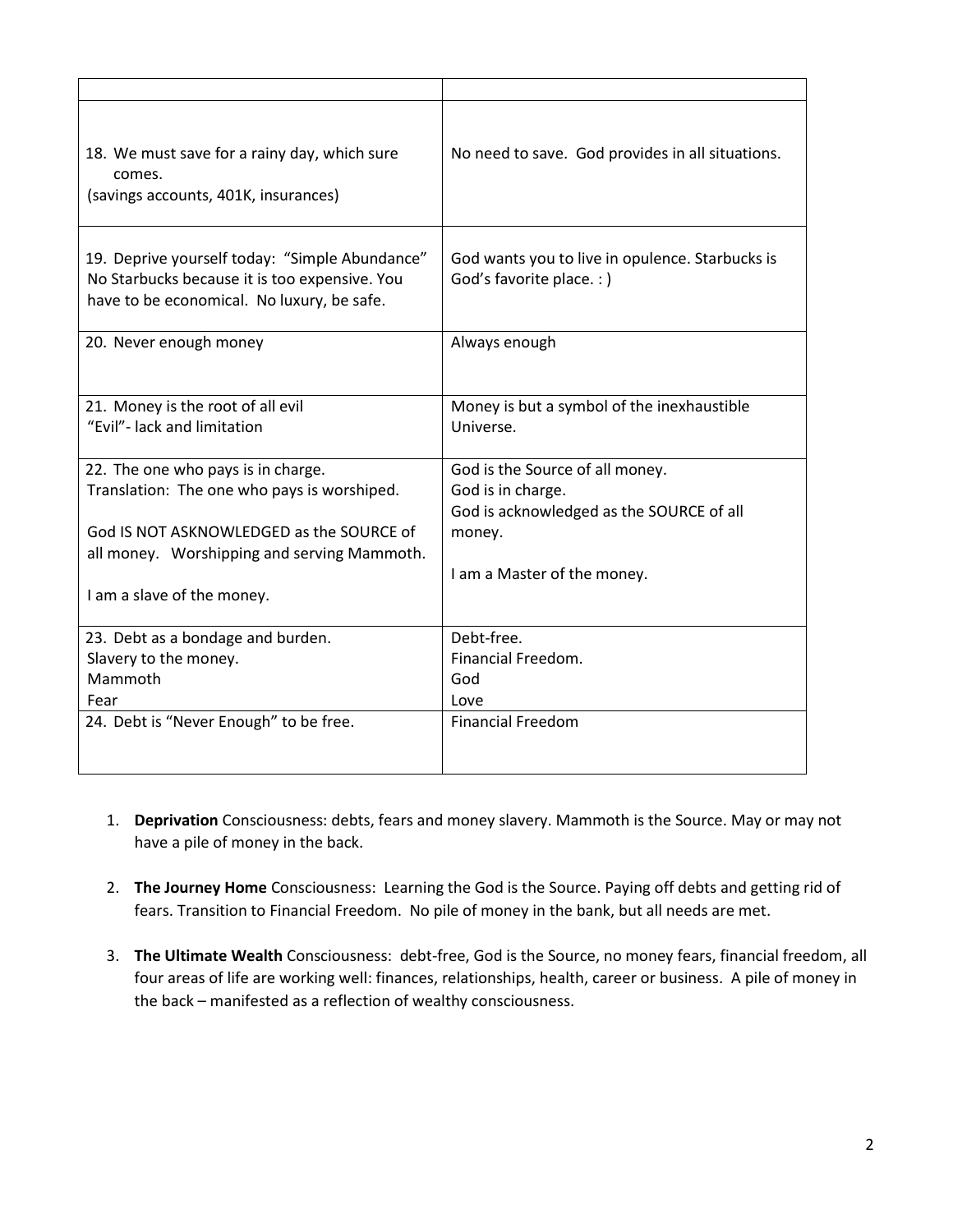| | |
|---|---|
| 18. We must save for a rainy day, which sure comes.<br>(savings accounts, 401K, insurances) | No need to save. God provides in all situations. |
| 19. Deprive yourself today: "Simple Abundance" No Starbucks because it is too expensive. You have to be economical. No luxury, be safe. | God wants you to live in opulence. Starbucks is God's favorite place. : ) |
| 20. Never enough money | Always enough |
| 21. Money is the root of all evil<br>"Evil"- lack and limitation | Money is but a symbol of the inexhaustible Universe. |
| 22. The one who pays is in charge.<br>Translation: The one who pays is worshiped.<br><br>God IS NOT ASKNOWLEDGED as the SOURCE of all money. Worshipping and serving Mammoth.<br><br>I am a slave of the money. | God is the Source of all money.<br>God is in charge.<br>God is acknowledged as the SOURCE of all money.<br><br>I am a Master of the money. |
| 23. Debt as a bondage and burden.<br>Slavery to the money.<br>Mammoth<br>Fear | Debt-free.<br>Financial Freedom.<br>God<br>Love |
| 24. Debt is "Never Enough" to be free. | Financial Freedom |

1. **Deprivation** Consciousness: debts, fears and money slavery. Mammoth is the Source. May or may not have a pile of money in the back.

2. **The Journey Home** Consciousness: Learning the God is the Source. Paying off debts and getting rid of fears. Transition to Financial Freedom. No pile of money in the bank, but all needs are met.

3. **The Ultimate Wealth** Consciousness: debt-free, God is the Source, no money fears, financial freedom, all four areas of life are working well: finances, relationships, health, career or business. A pile of money in the back – manifested as a reflection of wealthy consciousness.